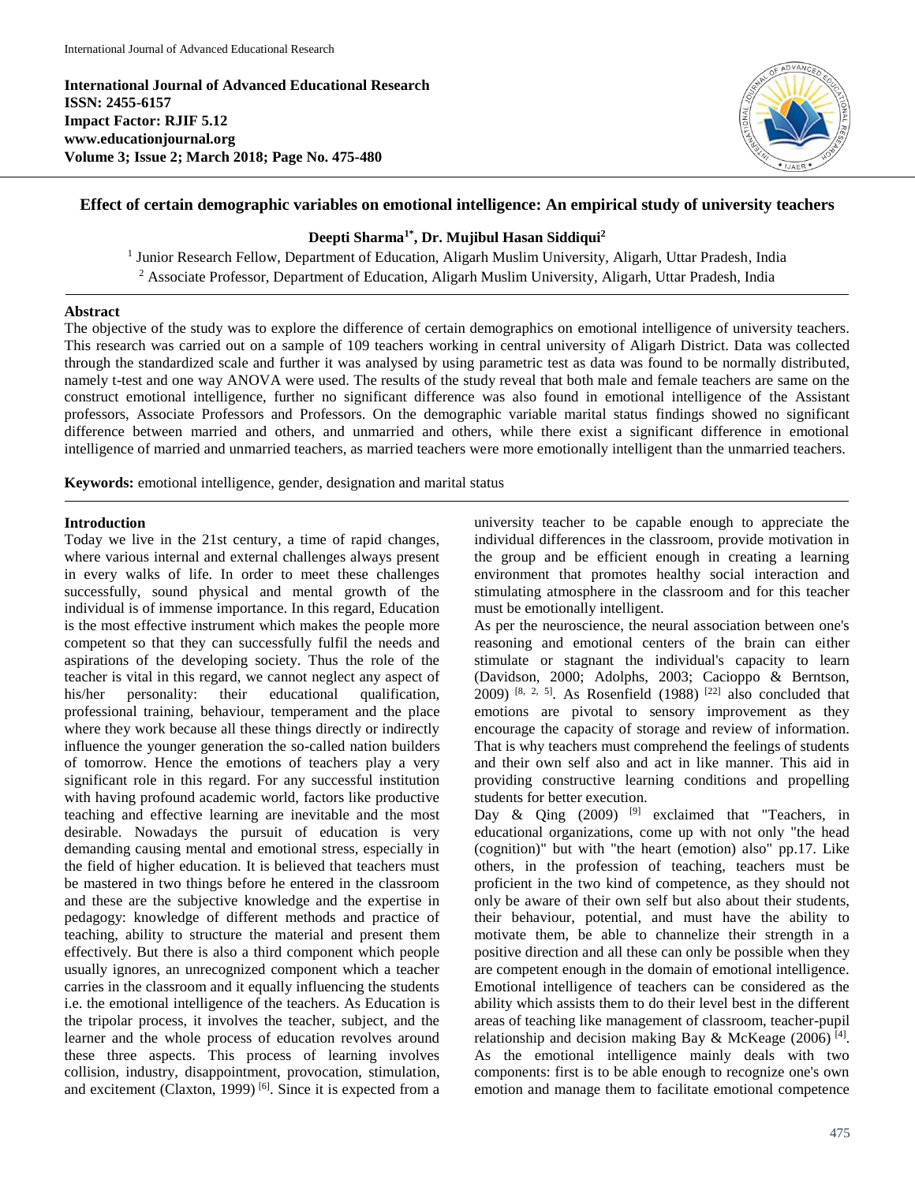**International Journal of Advanced Educational Research**
**ISSN: 2455-6157**
**Impact Factor: RJIF 5.12**
**www.educationjournal.org**
**Volume 3; Issue 2; March 2018; Page No. 475-480**

# Effect of certain demographic variables on emotional intelligence: An empirical study of university teachers

**Deepti Sharma[1*], Dr. Mujibul Hasan Siddiqui[2]**

[1] Junior Research Fellow, Department of Education, Aligarh Muslim University, Aligarh, Uttar Pradesh, India
[2] Associate Professor, Department of Education, Aligarh Muslim University, Aligarh, Uttar Pradesh, India

## Abstract

The objective of the study was to explore the difference of certain demographics on emotional intelligence of university teachers. This research was carried out on a sample of 109 teachers working in central university of Aligarh District. Data was collected through the standardized scale and further it was analysed by using parametric test as data was found to be normally distributed, namely t-test and one way ANOVA were used. The results of the study reveal that both male and female teachers are same on the construct emotional intelligence, further no significant difference was also found in emotional intelligence of the Assistant professors, Associate Professors and Professors. On the demographic variable marital status findings showed no significant difference between married and others, and unmarried and others, while there exist a significant difference in emotional intelligence of married and unmarried teachers, as married teachers were more emotionally intelligent than the unmarried teachers.

**Keywords:** emotional intelligence, gender, designation and marital status

## Introduction

Today we live in the 21st century, a time of rapid changes, where various internal and external challenges always present in every walks of life. In order to meet these challenges successfully, sound physical and mental growth of the individual is of immense importance. In this regard, Education is the most effective instrument which makes the people more competent so that they can successfully fulfil the needs and aspirations of the developing society. Thus the role of the teacher is vital in this regard, we cannot neglect any aspect of his/her personality: their educational qualification, professional training, behaviour, temperament and the place where they work because all these things directly or indirectly influence the younger generation the so-called nation builders of tomorrow. Hence the emotions of teachers play a very significant role in this regard. For any successful institution with having profound academic world, factors like productive teaching and effective learning are inevitable and the most desirable. Nowadays the pursuit of education is very demanding causing mental and emotional stress, especially in the field of higher education. It is believed that teachers must be mastered in two things before he entered in the classroom and these are the subjective knowledge and the expertise in pedagogy: knowledge of different methods and practice of teaching, ability to structure the material and present them effectively. But there is also a third component which people usually ignores, an unrecognized component which a teacher carries in the classroom and it equally influencing the students i.e. the emotional intelligence of the teachers. As Education is the tripolar process, it involves the teacher, subject, and the learner and the whole process of education revolves around these three aspects. This process of learning involves collision, industry, disappointment, provocation, stimulation, and excitement (Claxton, 1999) [6]. Since it is expected from a university teacher to be capable enough to appreciate the individual differences in the classroom, provide motivation in the group and be efficient enough in creating a learning environment that promotes healthy social interaction and stimulating atmosphere in the classroom and for this teacher must be emotionally intelligent.

As per the neuroscience, the neural association between one's reasoning and emotional centers of the brain can either stimulate or stagnant the individual's capacity to learn (Davidson, 2000; Adolphs, 2003; Cacioppo & Berntson, 2009) [8, 2, 5]. As Rosenfield (1988) [22] also concluded that emotions are pivotal to sensory improvement as they encourage the capacity of storage and review of information. That is why teachers must comprehend the feelings of students and their own self also and act in like manner. This aid in providing constructive learning conditions and propelling students for better execution.

Day & Qing (2009) [9] exclaimed that "Teachers, in educational organizations, come up with not only "the head (cognition)" but with "the heart (emotion) also" pp.17. Like others, in the profession of teaching, teachers must be proficient in the two kind of competence, as they should not only be aware of their own self but also about their students, their behaviour, potential, and must have the ability to motivate them, be able to channelize their strength in a positive direction and all these can only be possible when they are competent enough in the domain of emotional intelligence. Emotional intelligence of teachers can be considered as the ability which assists them to do their level best in the different areas of teaching like management of classroom, teacher-pupil relationship and decision making Bay & McKeage (2006) [4]. As the emotional intelligence mainly deals with two components: first is to be able enough to recognize one's own emotion and manage them to facilitate emotional competence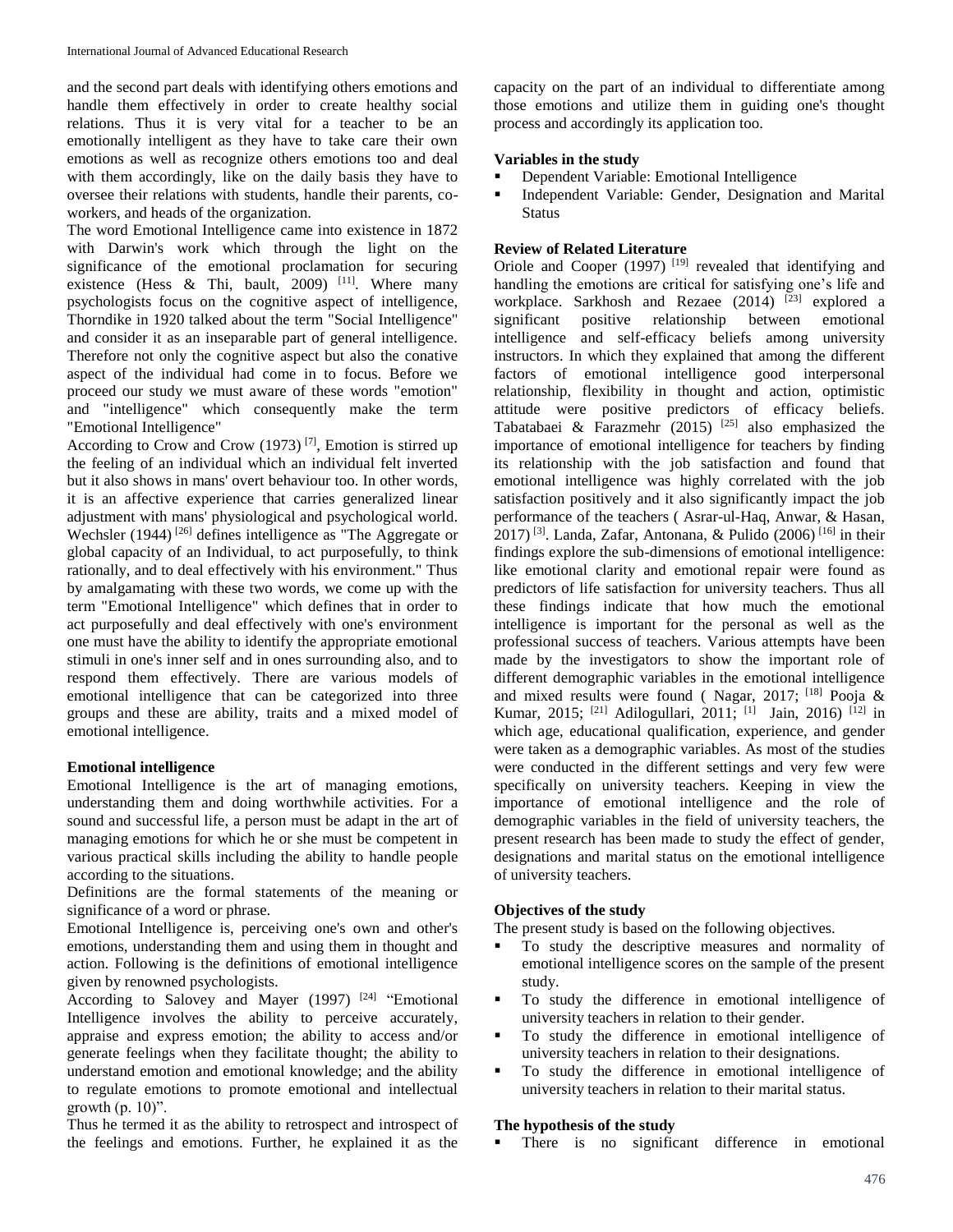and the second part deals with identifying others emotions and handle them effectively in order to create healthy social relations. Thus it is very vital for a teacher to be an emotionally intelligent as they have to take care their own emotions as well as recognize others emotions too and deal with them accordingly, like on the daily basis they have to oversee their relations with students, handle their parents, co-workers, and heads of the organization.

The word Emotional Intelligence came into existence in 1872 with Darwin's work which through the light on the significance of the emotional proclamation for securing existence (Hess & Thi, bault, 2009) [11]. Where many psychologists focus on the cognitive aspect of intelligence, Thorndike in 1920 talked about the term "Social Intelligence" and consider it as an inseparable part of general intelligence. Therefore not only the cognitive aspect but also the conative aspect of the individual had come in to focus. Before we proceed our study we must aware of these words "emotion" and "intelligence" which consequently make the term "Emotional Intelligence"

According to Crow and Crow (1973) [7], Emotion is stirred up the feeling of an individual which an individual felt inverted but it also shows in mans' overt behaviour too. In other words, it is an affective experience that carries generalized linear adjustment with mans' physiological and psychological world. Wechsler (1944) [26] defines intelligence as "The Aggregate or global capacity of an Individual, to act purposefully, to think rationally, and to deal effectively with his environment." Thus by amalgamating with these two words, we come up with the term "Emotional Intelligence" which defines that in order to act purposefully and deal effectively with one's environment one must have the ability to identify the appropriate emotional stimuli in one's inner self and in ones surrounding also, and to respond them effectively. There are various models of emotional intelligence that can be categorized into three groups and these are ability, traits and a mixed model of emotional intelligence.

### Emotional intelligence

Emotional Intelligence is the art of managing emotions, understanding them and doing worthwhile activities. For a sound and successful life, a person must be adapt in the art of managing emotions for which he or she must be competent in various practical skills including the ability to handle people according to the situations.

Definitions are the formal statements of the meaning or significance of a word or phrase.

Emotional Intelligence is, perceiving one's own and other's emotions, understanding them and using them in thought and action. Following is the definitions of emotional intelligence given by renowned psychologists.

According to Salovey and Mayer (1997) [24] "Emotional Intelligence involves the ability to perceive accurately, appraise and express emotion; the ability to access and/or generate feelings when they facilitate thought; the ability to understand emotion and emotional knowledge; and the ability to regulate emotions to promote emotional and intellectual growth (p. 10)".

Thus he termed it as the ability to retrospect and introspect of the feelings and emotions. Further, he explained it as the capacity on the part of an individual to differentiate among those emotions and utilize them in guiding one's thought process and accordingly its application too.

### Variables in the study

- Dependent Variable: Emotional Intelligence
- Independent Variable: Gender, Designation and Marital Status

### Review of Related Literature

Oriole and Cooper (1997) [19] revealed that identifying and handling the emotions are critical for satisfying one's life and workplace. Sarkhosh and Rezaee (2014) [23] explored a significant positive relationship between emotional intelligence and self-efficacy beliefs among university instructors. In which they explained that among the different factors of emotional intelligence good interpersonal relationship, flexibility in thought and action, optimistic attitude were positive predictors of efficacy beliefs. Tabatabaei & Farazmehr (2015) [25] also emphasized the importance of emotional intelligence for teachers by finding its relationship with the job satisfaction and found that emotional intelligence was highly correlated with the job satisfaction positively and it also significantly impact the job performance of the teachers ( Asrar-ul-Haq, Anwar, & Hasan, 2017) [3]. Landa, Zafar, Antonana, & Pulido (2006) [16] in their findings explore the sub-dimensions of emotional intelligence: like emotional clarity and emotional repair were found as predictors of life satisfaction for university teachers. Thus all these findings indicate that how much the emotional intelligence is important for the personal as well as the professional success of teachers. Various attempts have been made by the investigators to show the important role of different demographic variables in the emotional intelligence and mixed results were found ( Nagar, 2017; [18] Pooja & Kumar, 2015; [21] Adilogullari, 2011; [1] Jain, 2016) [12] in which age, educational qualification, experience, and gender were taken as a demographic variables. As most of the studies were conducted in the different settings and very few were specifically on university teachers. Keeping in view the importance of emotional intelligence and the role of demographic variables in the field of university teachers, the present research has been made to study the effect of gender, designations and marital status on the emotional intelligence of university teachers.

### Objectives of the study

The present study is based on the following objectives.

- To study the descriptive measures and normality of emotional intelligence scores on the sample of the present study.
- To study the difference in emotional intelligence of university teachers in relation to their gender.
- To study the difference in emotional intelligence of university teachers in relation to their designations.
- To study the difference in emotional intelligence of university teachers in relation to their marital status.

### The hypothesis of the study

- There is no significant difference in emotional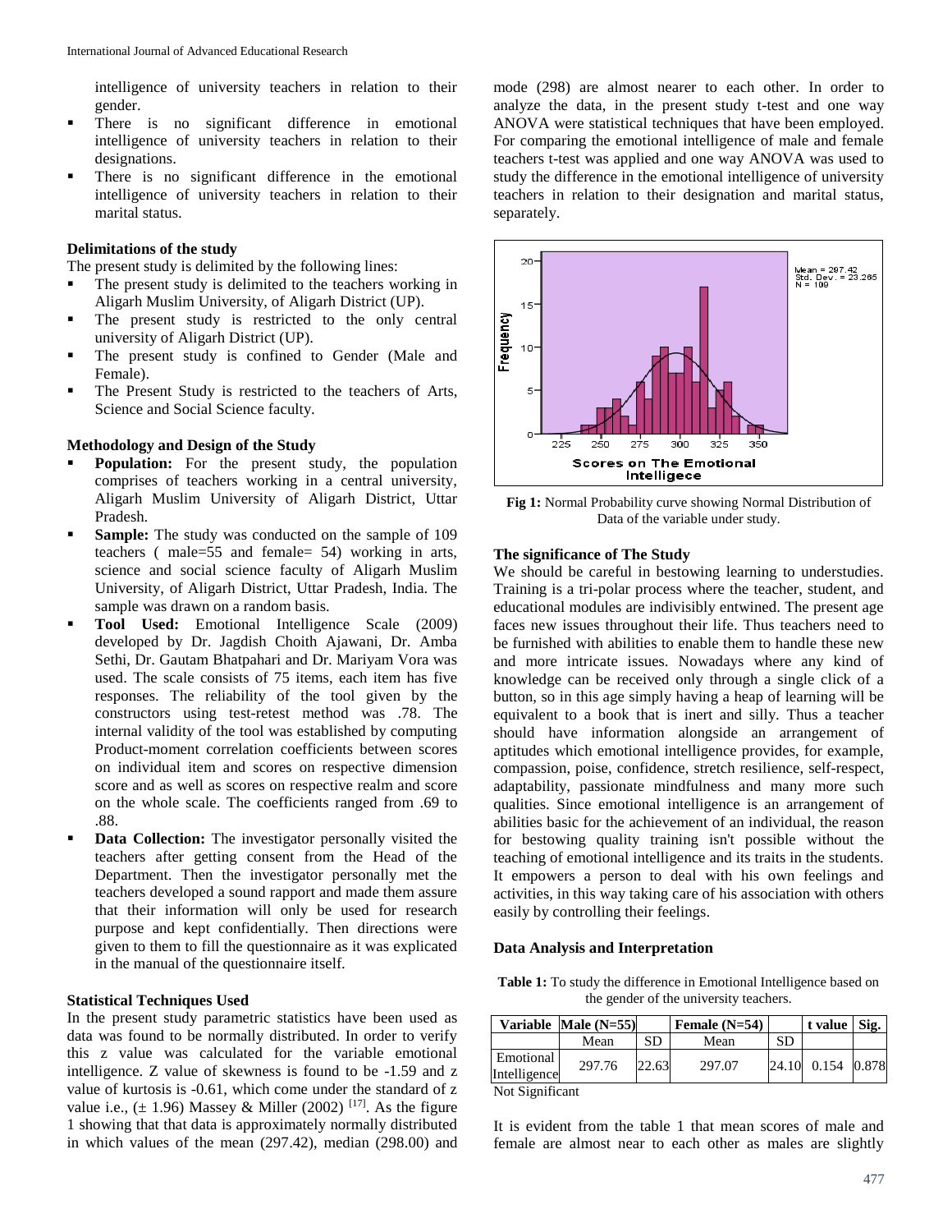intelligence of university teachers in relation to their gender.

- There is no significant difference in emotional intelligence of university teachers in relation to their designations.
- There is no significant difference in the emotional intelligence of university teachers in relation to their marital status.

### Delimitations of the study

The present study is delimited by the following lines:

- The present study is delimited to the teachers working in Aligarh Muslim University, of Aligarh District (UP).
- The present study is restricted to the only central university of Aligarh District (UP).
- The present study is confined to Gender (Male and Female).
- The Present Study is restricted to the teachers of Arts, Science and Social Science faculty.

### Methodology and Design of the Study

- **Population:** For the present study, the population comprises of teachers working in a central university, Aligarh Muslim University of Aligarh District, Uttar Pradesh.
- **Sample:** The study was conducted on the sample of 109 teachers ( male=55 and female= 54) working in arts, science and social science faculty of Aligarh Muslim University, of Aligarh District, Uttar Pradesh, India. The sample was drawn on a random basis.
- **Tool Used:** Emotional Intelligence Scale (2009) developed by Dr. Jagdish Choith Ajawani, Dr. Amba Sethi, Dr. Gautam Bhatpahari and Dr. Mariyam Vora was used. The scale consists of 75 items, each item has five responses. The reliability of the tool given by the constructors using test-retest method was .78. The internal validity of the tool was established by computing Product-moment correlation coefficients between scores on individual item and scores on respective dimension score and as well as scores on respective realm and score on the whole scale. The coefficients ranged from .69 to .88.
- **Data Collection:** The investigator personally visited the teachers after getting consent from the Head of the Department. Then the investigator personally met the teachers developed a sound rapport and made them assure that their information will only be used for research purpose and kept confidentially. Then directions were given to them to fill the questionnaire as it was explicated in the manual of the questionnaire itself.

### Statistical Techniques Used

In the present study parametric statistics have been used as data was found to be normally distributed. In order to verify this z value was calculated for the variable emotional intelligence. Z value of skewness is found to be -1.59 and z value of kurtosis is -0.61, which come under the standard of z value i.e., (± 1.96) Massey & Miller (2002) [17]. As the figure 1 showing that that data is approximately normally distributed in which values of the mean (297.42), median (298.00) and mode (298) are almost nearer to each other. In order to analyze the data, in the present study t-test and one way ANOVA were statistical techniques that have been employed. For comparing the emotional intelligence of male and female teachers t-test was applied and one way ANOVA was used to study the difference in the emotional intelligence of university teachers in relation to their designation and marital status, separately.

**Fig 1:** Normal Probability curve showing Normal Distribution of Data of the variable under study.

### The significance of The Study

We should be careful in bestowing learning to understudies. Training is a tri-polar process where the teacher, student, and educational modules are indivisibly entwined. The present age faces new issues throughout their life. Thus teachers need to be furnished with abilities to enable them to handle these new and more intricate issues. Nowadays where any kind of knowledge can be received only through a single click of a button, so in this age simply having a heap of learning will be equivalent to a book that is inert and silly. Thus a teacher should have information alongside an arrangement of aptitudes which emotional intelligence provides, for example, compassion, poise, confidence, stretch resilience, self-respect, adaptability, passionate mindfulness and many more such qualities. Since emotional intelligence is an arrangement of abilities basic for the achievement of an individual, the reason for bestowing quality training isn't possible without the teaching of emotional intelligence and its traits in the students. It empowers a person to deal with his own feelings and activities, in this way taking care of his association with others easily by controlling their feelings.

### Data Analysis and Interpretation

**Table 1:** To study the difference in Emotional Intelligence based on the gender of the university teachers.

| Variable | Male (N=55) | | Female (N=54) | | t value | Sig. |
|---|---|---|---|---|---|---|
| | Mean | SD | Mean | SD | | |
| Emotional Intelligence | 297.76 | 22.63 | 297.07 | 24.10 | 0.154 | 0.878 |

Not Significant

It is evident from the table 1 that mean scores of male and female are almost near to each other as males are slightly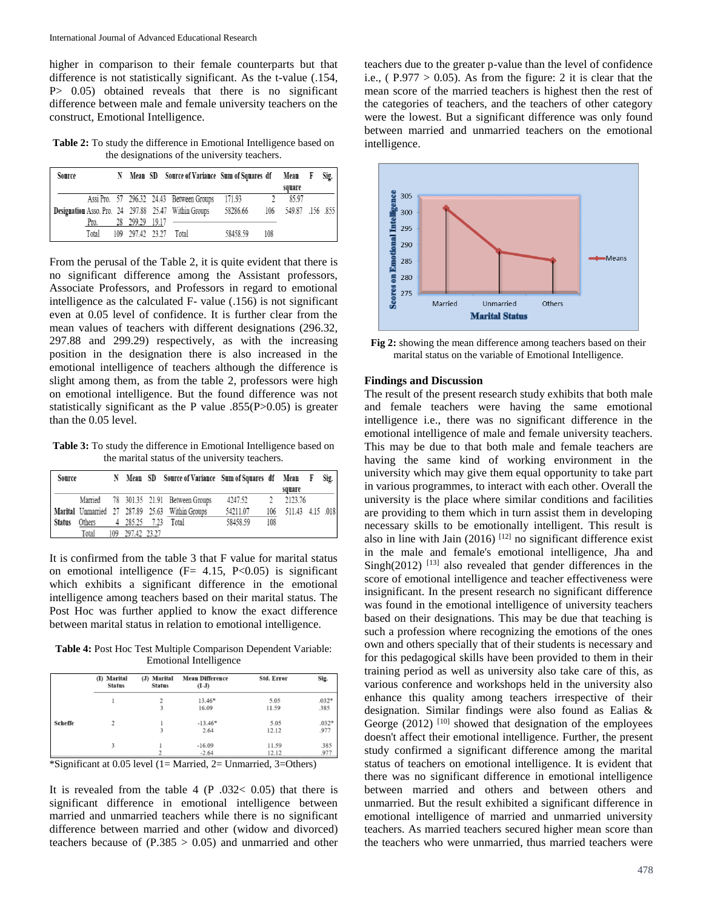higher in comparison to their female counterparts but that difference is not statistically significant. As the t-value (.154, P> 0.05) obtained reveals that there is no significant difference between male and female university teachers on the construct, Emotional Intelligence.

**Table 2:** To study the difference in Emotional Intelligence based on the designations of the university teachers.

| Source | | N | Mean | SD | Source of Variance | Sum of Squares | df | Mean square | F | Sig. |
|---|---|---|---|---|---|---|---|---|---|---|
| | Assi Pro. | 57 | 296.32 | 24.43 | Between Groups | 171.93 | 2 | 85.97 | | |
| Designation | Asso. Pro. | 24 | 297.88 | 25.47 | Within Groups | 58286.66 | 106 | 549.87 | .156 | .855 |
| | Pro. | 28 | 299.29 | 19.17 | | | | | | |
| | Total | 109 | 297.42 | 23.27 | Total | 58458.59 | 108 | | | |

From the perusal of the Table 2, it is quite evident that there is no significant difference among the Assistant professors, Associate Professors, and Professors in regard to emotional intelligence as the calculated F- value (.156) is not significant even at 0.05 level of confidence. It is further clear from the mean values of teachers with different designations (296.32, 297.88 and 299.29) respectively, as with the increasing position in the designation there is also increased in the emotional intelligence of teachers although the difference is slight among them, as from the table 2, professors were high on emotional intelligence. But the found difference was not statistically significant as the P value .855(P>0.05) is greater than the 0.05 level.

**Table 3:** To study the difference in Emotional Intelligence based on the marital status of the university teachers.

| Source | | N | Mean | SD | Source of Variance | Sum of Squares | df | Mean square | F | Sig. |
|---|---|---|---|---|---|---|---|---|---|---|
| | Married | 78 | 301.35 | 21.91 | Between Groups | 4247.52 | 2 | 2123.76 | | |
| Marital | Unmarried | 27 | 287.89 | 25.63 | Within Groups | 54211.07 | 106 | 511.43 | 4.15 | .018 |
| Status | Others | 4 | 285.25 | 7.23 | Total | 58458.59 | 108 | | | |
| | Total | 109 | 297.42 | 23.27 | | | | | | |

It is confirmed from the table 3 that F value for marital status on emotional intelligence (F= 4.15, P<0.05) is significant which exhibits a significant difference in the emotional intelligence among teachers based on their marital status. The Post Hoc was further applied to know the exact difference between marital status in relation to emotional intelligence.

**Table 4:** Post Hoc Test Multiple Comparison Dependent Variable: Emotional Intelligence

| | (I) Marital Status | (J) Marital Status | Mean Difference (I-J) | Std. Error | Sig. |
|---|---|---|---|---|---|
| | 1 | 2 | 13.46* | 5.05 | .032* |
| | | 3 | 16.09 | 11.59 | .385 |
| Scheffe | 2 | 1 | -13.46* | 5.05 | .032* |
| | | 3 | 2.64 | 12.12 | .977 |
| | 3 | 1 | -16.09 | 11.59 | .385 |
| | | 2 | -2.64 | 12.12 | .977 |

*Significant at 0.05 level (1= Married, 2= Unmarried, 3=Others)

It is revealed from the table 4 (P .032< 0.05) that there is significant difference in emotional intelligence between married and unmarried teachers while there is no significant difference between married and other (widow and divorced) teachers because of (P.385 > 0.05) and unmarried and other teachers due to the greater p-value than the level of confidence i.e., ( P.977 > 0.05). As from the figure: 2 it is clear that the mean score of the married teachers is highest then the rest of the categories of teachers, and the teachers of other category were the lowest. But a significant difference was only found between married and unmarried teachers on the emotional intelligence.

**Fig 2:** showing the mean difference among teachers based on their marital status on the variable of Emotional Intelligence.

## Findings and Discussion

The result of the present research study exhibits that both male and female teachers were having the same emotional intelligence i.e., there was no significant difference in the emotional intelligence of male and female university teachers. This may be due to that both male and female teachers are having the same kind of working environment in the university which may give them equal opportunity to take part in various programmes, to interact with each other. Overall the university is the place where similar conditions and facilities are providing to them which in turn assist them in developing necessary skills to be emotionally intelligent. This result is also in line with Jain (2016) [12] no significant difference exist in the male and female's emotional intelligence, Jha and Singh(2012) [13] also revealed that gender differences in the score of emotional intelligence and teacher effectiveness were insignificant. In the present research no significant difference was found in the emotional intelligence of university teachers based on their designations. This may be due that teaching is such a profession where recognizing the emotions of the ones own and others specially that of their students is necessary and for this pedagogical skills have been provided to them in their training period as well as university also take care of this, as various conference and workshops held in the university also enhance this quality among teachers irrespective of their designation. Similar findings were also found as Ealias & George (2012) [10] showed that designation of the employees doesn't affect their emotional intelligence. Further, the present study confirmed a significant difference among the marital status of teachers on emotional intelligence. It is evident that there was no significant difference in emotional intelligence between married and others and between others and unmarried. But the result exhibited a significant difference in emotional intelligence of married and unmarried university teachers. As married teachers secured higher mean score than the teachers who were unmarried, thus married teachers were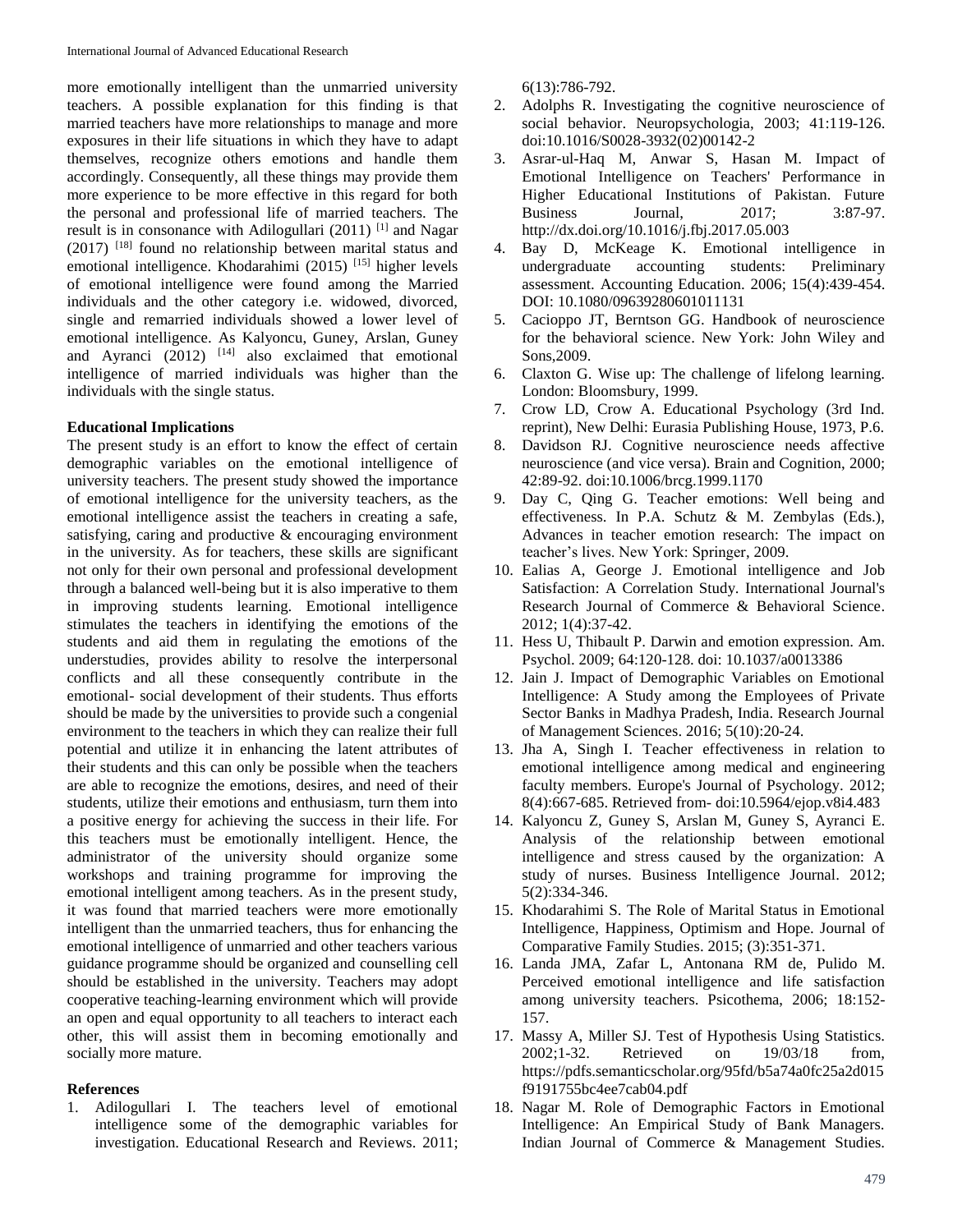more emotionally intelligent than the unmarried university teachers. A possible explanation for this finding is that married teachers have more relationships to manage and more exposures in their life situations in which they have to adapt themselves, recognize others emotions and handle them accordingly. Consequently, all these things may provide them more experience to be more effective in this regard for both the personal and professional life of married teachers. The result is in consonance with Adilogullari (2011) [1] and Nagar (2017) [18] found no relationship between marital status and emotional intelligence. Khodarahimi (2015) [15] higher levels of emotional intelligence were found among the Married individuals and the other category i.e. widowed, divorced, single and remarried individuals showed a lower level of emotional intelligence. As Kalyoncu, Guney, Arslan, Guney and Ayranci (2012) [14] also exclaimed that emotional intelligence of married individuals was higher than the individuals with the single status.

**Educational Implications**

The present study is an effort to know the effect of certain demographic variables on the emotional intelligence of university teachers. The present study showed the importance of emotional intelligence for the university teachers, as the emotional intelligence assist the teachers in creating a safe, satisfying, caring and productive & encouraging environment in the university. As for teachers, these skills are significant not only for their own personal and professional development through a balanced well-being but it is also imperative to them in improving students learning. Emotional intelligence stimulates the teachers in identifying the emotions of the students and aid them in regulating the emotions of the understudies, provides ability to resolve the interpersonal conflicts and all these consequently contribute in the emotional- social development of their students. Thus efforts should be made by the universities to provide such a congenial environment to the teachers in which they can realize their full potential and utilize it in enhancing the latent attributes of their students and this can only be possible when the teachers are able to recognize the emotions, desires, and need of their students, utilize their emotions and enthusiasm, turn them into a positive energy for achieving the success in their life. For this teachers must be emotionally intelligent. Hence, the administrator of the university should organize some workshops and training programme for improving the emotional intelligent among teachers. As in the present study, it was found that married teachers were more emotionally intelligent than the unmarried teachers, thus for enhancing the emotional intelligence of unmarried and other teachers various guidance programme should be organized and counselling cell should be established in the university. Teachers may adopt cooperative teaching-learning environment which will provide an open and equal opportunity to all teachers to interact each other, this will assist them in becoming emotionally and socially more mature.

**References**

1. Adilogullari I. The teachers level of emotional intelligence some of the demographic variables for investigation. Educational Research and Reviews. 2011; 6(13):786-792.
2. Adolphs R. Investigating the cognitive neuroscience of social behavior. Neuropsychologia, 2003; 41:119-126. doi:10.1016/S0028-3932(02)00142-2
3. Asrar-ul-Haq M, Anwar S, Hasan M. Impact of Emotional Intelligence on Teachers' Performance in Higher Educational Institutions of Pakistan. Future Business Journal, 2017; 3:87-97. http://dx.doi.org/10.1016/j.fbj.2017.05.003
4. Bay D, McKeage K. Emotional intelligence in undergraduate accounting students: Preliminary assessment. Accounting Education. 2006; 15(4):439-454. DOI: 10.1080/09639280601011131
5. Cacioppo JT, Berntson GG. Handbook of neuroscience for the behavioral science. New York: John Wiley and Sons,2009.
6. Claxton G. Wise up: The challenge of lifelong learning. London: Bloomsbury, 1999.
7. Crow LD, Crow A. Educational Psychology (3rd Ind. reprint), New Delhi: Eurasia Publishing House, 1973, P.6.
8. Davidson RJ. Cognitive neuroscience needs affective neuroscience (and vice versa). Brain and Cognition, 2000; 42:89-92. doi:10.1006/brcg.1999.1170
9. Day C, Qing G. Teacher emotions: Well being and effectiveness. In P.A. Schutz & M. Zembylas (Eds.), Advances in teacher emotion research: The impact on teacher's lives. New York: Springer, 2009.
10. Ealias A, George J. Emotional intelligence and Job Satisfaction: A Correlation Study. International Journal's Research Journal of Commerce & Behavioral Science. 2012; 1(4):37-42.
11. Hess U, Thibault P. Darwin and emotion expression. Am. Psychol. 2009; 64:120-128. doi: 10.1037/a0013386
12. Jain J. Impact of Demographic Variables on Emotional Intelligence: A Study among the Employees of Private Sector Banks in Madhya Pradesh, India. Research Journal of Management Sciences. 2016; 5(10):20-24.
13. Jha A, Singh I. Teacher effectiveness in relation to emotional intelligence among medical and engineering faculty members. Europe's Journal of Psychology. 2012; 8(4):667-685. Retrieved from- doi:10.5964/ejop.v8i4.483
14. Kalyoncu Z, Guney S, Arslan M, Guney S, Ayranci E. Analysis of the relationship between emotional intelligence and stress caused by the organization: A study of nurses. Business Intelligence Journal. 2012; 5(2):334-346.
15. Khodarahimi S. The Role of Marital Status in Emotional Intelligence, Happiness, Optimism and Hope. Journal of Comparative Family Studies. 2015; (3):351-371.
16. Landa JMA, Zafar L, Antonana RM de, Pulido M. Perceived emotional intelligence and life satisfaction among university teachers. Psicothema, 2006; 18:152-157.
17. Massy A, Miller SJ. Test of Hypothesis Using Statistics. 2002;1-32. Retrieved on 19/03/18 from, https://pdfs.semanticscholar.org/95fd/b5a74a0fc25a2d015f9191755bc4ee7cab04.pdf
18. Nagar M. Role of Demographic Factors in Emotional Intelligence: An Empirical Study of Bank Managers. Indian Journal of Commerce & Management Studies.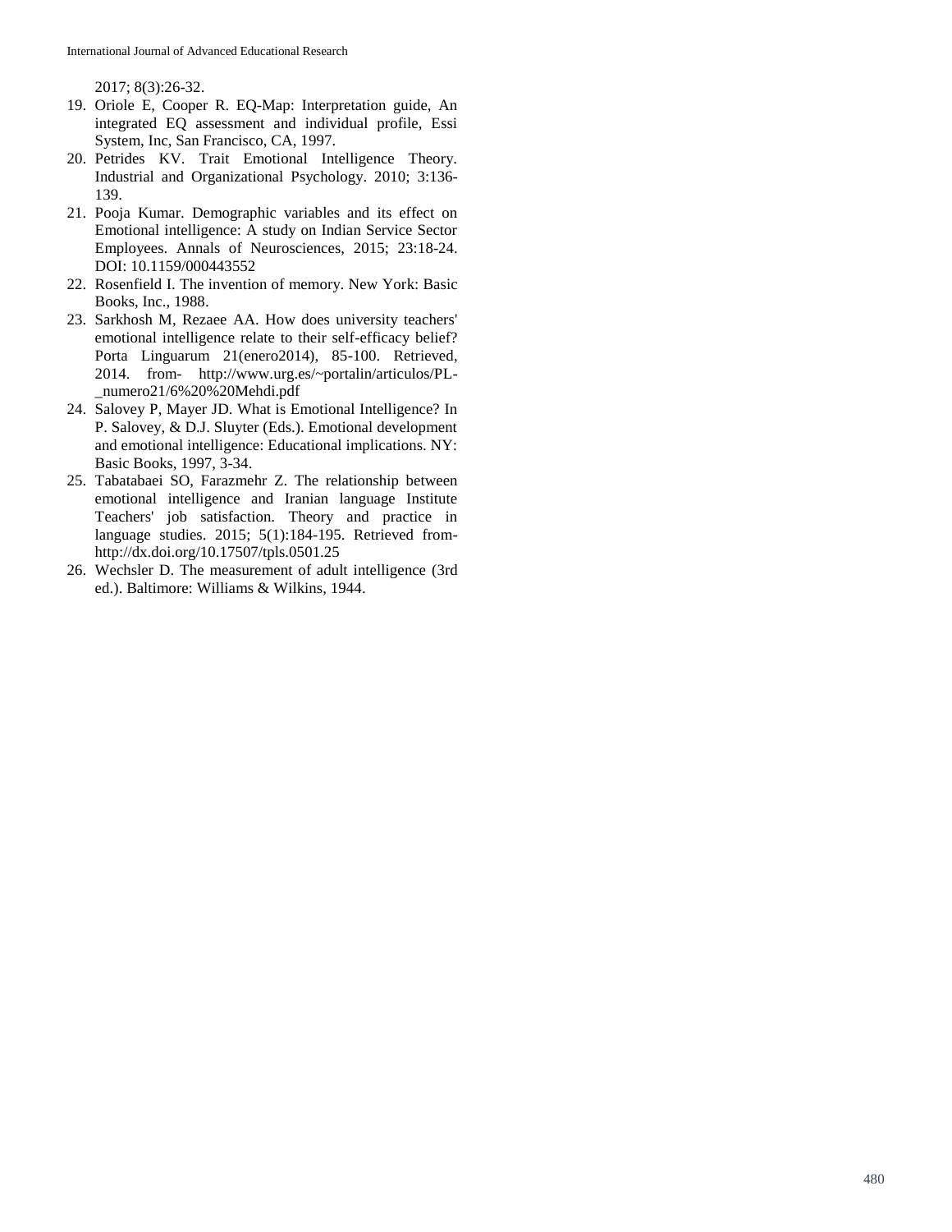2017; 8(3):26-32.

19. Oriole E, Cooper R. EQ-Map: Interpretation guide, An integrated EQ assessment and individual profile, Essi System, Inc, San Francisco, CA, 1997.
20. Petrides KV. Trait Emotional Intelligence Theory. Industrial and Organizational Psychology. 2010; 3:136-139.
21. Pooja Kumar. Demographic variables and its effect on Emotional intelligence: A study on Indian Service Sector Employees. Annals of Neurosciences, 2015; 23:18-24. DOI: 10.1159/000443552
22. Rosenfield I. The invention of memory. New York: Basic Books, Inc., 1988.
23. Sarkhosh M, Rezaee AA. How does university teachers' emotional intelligence relate to their self-efficacy belief? Porta Linguarum 21(enero2014), 85-100. Retrieved, 2014. from- http://www.urg.es/~portalin/articulos/PL-_numero21/6%20%20Mehdi.pdf
24. Salovey P, Mayer JD. What is Emotional Intelligence? In P. Salovey, & D.J. Sluyter (Eds.). Emotional development and emotional intelligence: Educational implications. NY: Basic Books, 1997, 3-34.
25. Tabatabaei SO, Farazmehr Z. The relationship between emotional intelligence and Iranian language Institute Teachers' job satisfaction. Theory and practice in language studies. 2015; 5(1):184-195. Retrieved from- http://dx.doi.org/10.17507/tpls.0501.25
26. Wechsler D. The measurement of adult intelligence (3rd ed.). Baltimore: Williams & Wilkins, 1944.